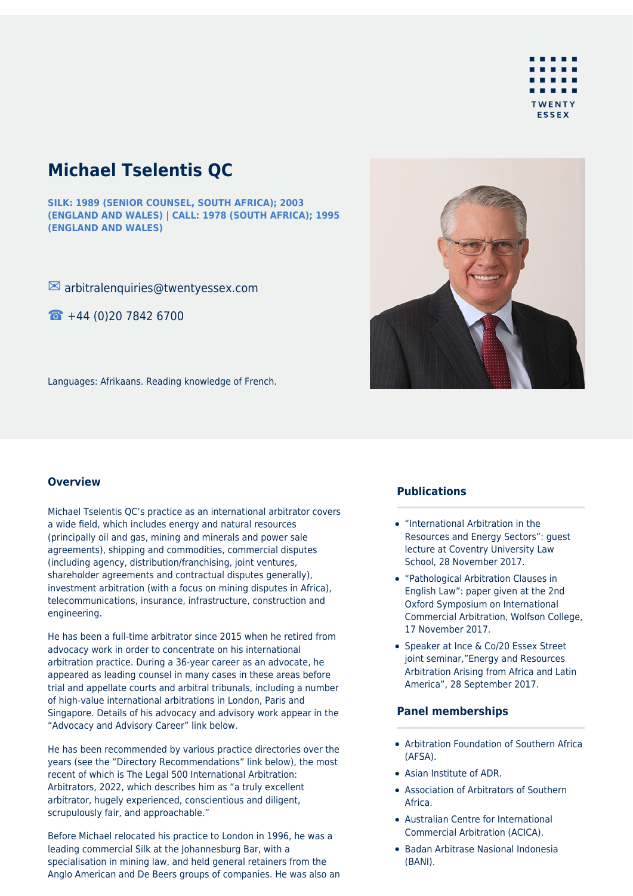# Michael Tselentis QC

**SILK: 1989 (SENIOR COUNSEL, SOUTH AFRICA); 2003 (ENGLAND AND WALES) | CALL: 1978 (SOUTH AFRICA); 1995 (ENGLAND AND WALES)**

✉ arbitralenquiries@twentyessex.com

☎ +44 (0)20 7842 6700

Languages: Afrikaans. Reading knowledge of French.

## Overview

Michael Tselentis QC's practice as an international arbitrator covers a wide field, which includes energy and natural resources (principally oil and gas, mining and minerals and power sale agreements), shipping and commodities, commercial disputes (including agency, distribution/franchising, joint ventures, shareholder agreements and contractual disputes generally), investment arbitration (with a focus on mining disputes in Africa), telecommunications, insurance, infrastructure, construction and engineering.

He has been a full-time arbitrator since 2015 when he retired from advocacy work in order to concentrate on his international arbitration practice. During a 36-year career as an advocate, he appeared as leading counsel in many cases in these areas before trial and appellate courts and arbitral tribunals, including a number of high-value international arbitrations in London, Paris and Singapore. Details of his advocacy and advisory work appear in the "Advocacy and Advisory Career" link below.

He has been recommended by various practice directories over the years (see the "Directory Recommendations" link below), the most recent of which is The Legal 500 International Arbitration: Arbitrators, 2022, which describes him as "a truly excellent arbitrator, hugely experienced, conscientious and diligent, scrupulously fair, and approachable."

Before Michael relocated his practice to London in 1996, he was a leading commercial Silk at the Johannesburg Bar, with a specialisation in mining law, and held general retainers from the Anglo American and De Beers groups of companies. He was also an

## Publications

- "International Arbitration in the Resources and Energy Sectors": guest lecture at Coventry University Law School, 28 November 2017.
- "Pathological Arbitration Clauses in English Law": paper given at the 2nd Oxford Symposium on International Commercial Arbitration, Wolfson College, 17 November 2017.
- Speaker at Ince & Co/20 Essex Street joint seminar,"Energy and Resources Arbitration Arising from Africa and Latin America", 28 September 2017.

## Panel memberships

- Arbitration Foundation of Southern Africa (AFSA).
- Asian Institute of ADR.
- Association of Arbitrators of Southern Africa.
- Australian Centre for International Commercial Arbitration (ACICA).
- Badan Arbitrase Nasional Indonesia (BANI).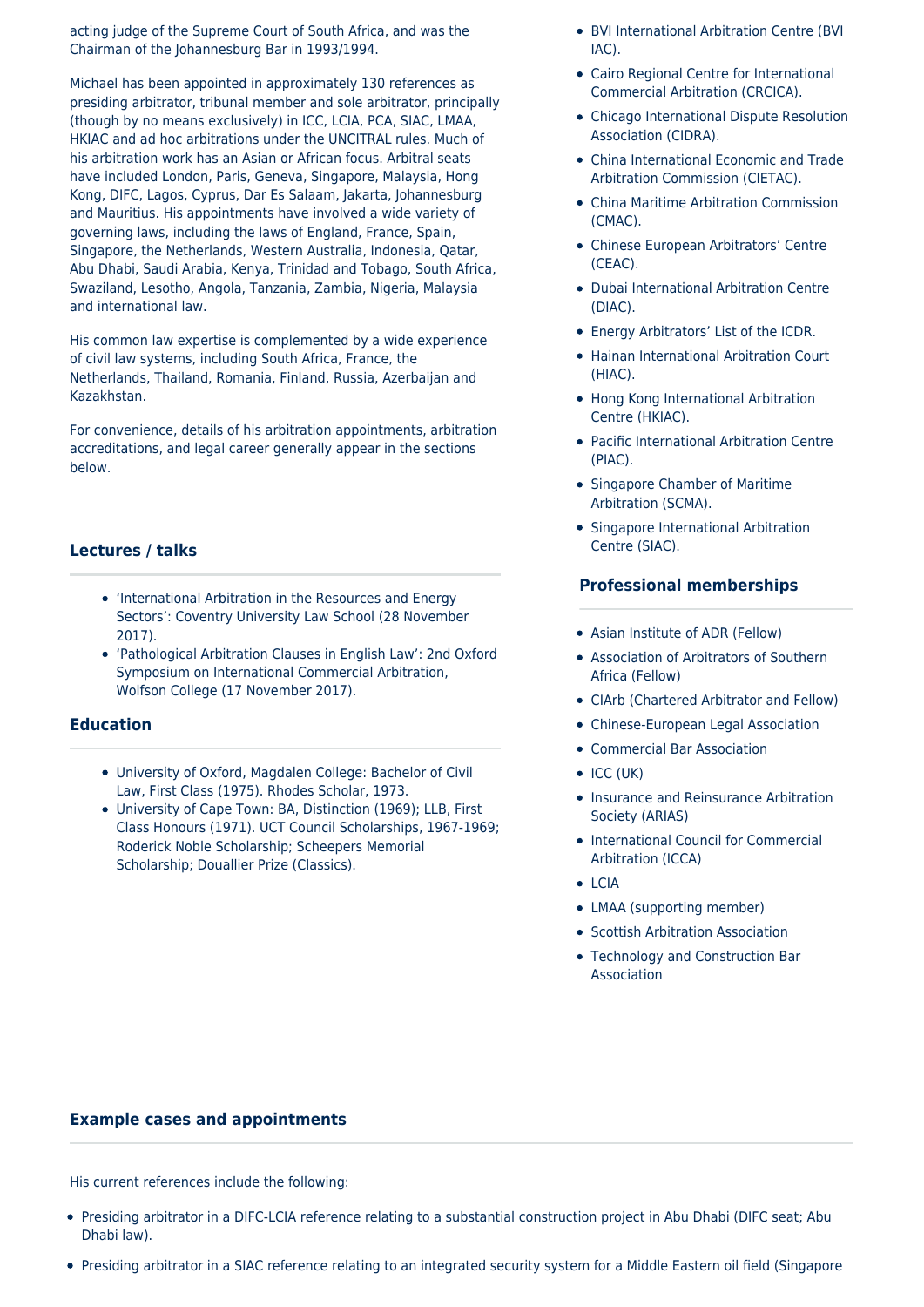acting judge of the Supreme Court of South Africa, and was the Chairman of the Johannesburg Bar in 1993/1994.

Michael has been appointed in approximately 130 references as presiding arbitrator, tribunal member and sole arbitrator, principally (though by no means exclusively) in ICC, LCIA, PCA, SIAC, LMAA, HKIAC and ad hoc arbitrations under the UNCITRAL rules. Much of his arbitration work has an Asian or African focus. Arbitral seats have included London, Paris, Geneva, Singapore, Malaysia, Hong Kong, DIFC, Lagos, Cyprus, Dar Es Salaam, Jakarta, Johannesburg and Mauritius. His appointments have involved a wide variety of governing laws, including the laws of England, France, Spain, Singapore, the Netherlands, Western Australia, Indonesia, Qatar, Abu Dhabi, Saudi Arabia, Kenya, Trinidad and Tobago, South Africa, Swaziland, Lesotho, Angola, Tanzania, Zambia, Nigeria, Malaysia and international law.

His common law expertise is complemented by a wide experience of civil law systems, including South Africa, France, the Netherlands, Thailand, Romania, Finland, Russia, Azerbaijan and Kazakhstan.

For convenience, details of his arbitration appointments, arbitration accreditations, and legal career generally appear in the sections below.

## Lectures / talks

- 'International Arbitration in the Resources and Energy Sectors': Coventry University Law School (28 November 2017).
- 'Pathological Arbitration Clauses in English Law': 2nd Oxford Symposium on International Commercial Arbitration, Wolfson College (17 November 2017).

## Education

- University of Oxford, Magdalen College: Bachelor of Civil Law, First Class (1975). Rhodes Scholar, 1973.
- University of Cape Town: BA, Distinction (1969); LLB, First Class Honours (1971). UCT Council Scholarships, 1967-1969; Roderick Noble Scholarship; Scheepers Memorial Scholarship; Douallier Prize (Classics).

- BVI International Arbitration Centre (BVI IAC).
- Cairo Regional Centre for International Commercial Arbitration (CRCICA).
- Chicago International Dispute Resolution Association (CIDRA).
- China International Economic and Trade Arbitration Commission (CIETAC).
- China Maritime Arbitration Commission (CMAC).
- Chinese European Arbitrators' Centre (CEAC).
- Dubai International Arbitration Centre (DIAC).
- Energy Arbitrators' List of the ICDR.
- Hainan International Arbitration Court (HIAC).
- Hong Kong International Arbitration Centre (HKIAC).
- Pacific International Arbitration Centre (PIAC).
- Singapore Chamber of Maritime Arbitration (SCMA).
- Singapore International Arbitration Centre (SIAC).

## Professional memberships

- Asian Institute of ADR (Fellow)
- Association of Arbitrators of Southern Africa (Fellow)
- CIArb (Chartered Arbitrator and Fellow)
- Chinese-European Legal Association
- Commercial Bar Association
- ICC (UK)
- Insurance and Reinsurance Arbitration Society (ARIAS)
- International Council for Commercial Arbitration (ICCA)
- LCIA
- LMAA (supporting member)
- Scottish Arbitration Association
- Technology and Construction Bar Association

## Example cases and appointments

His current references include the following:

- Presiding arbitrator in a DIFC-LCIA reference relating to a substantial construction project in Abu Dhabi (DIFC seat; Abu Dhabi law).
- Presiding arbitrator in a SIAC reference relating to an integrated security system for a Middle Eastern oil field (Singapore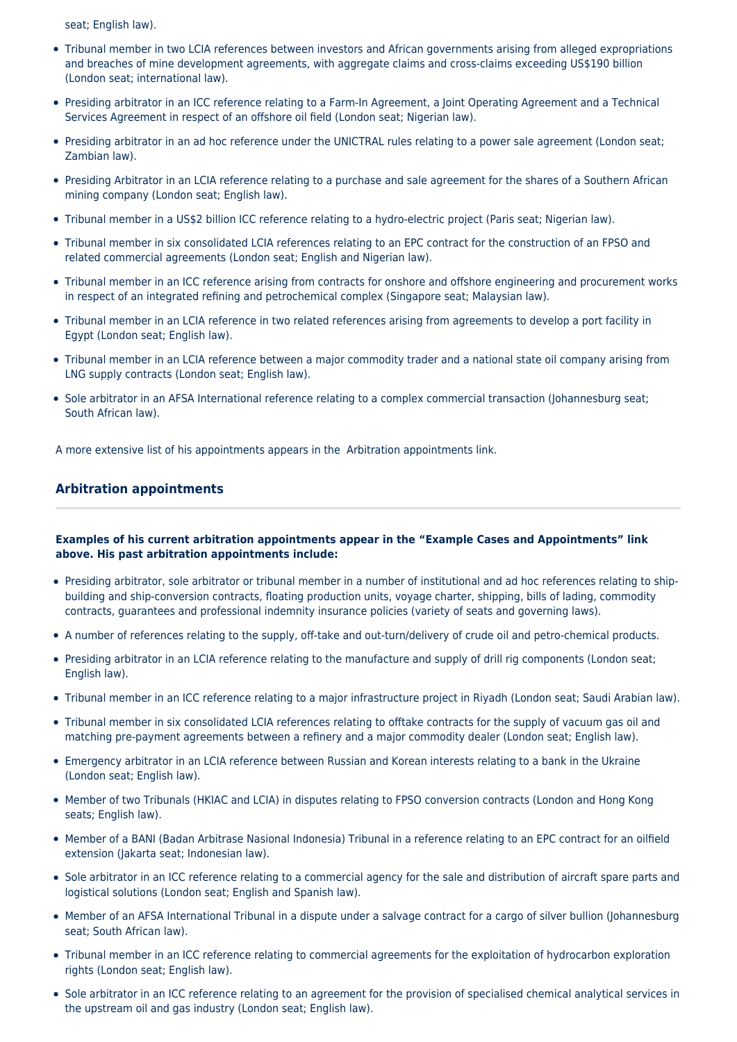seat; English law).

- Tribunal member in two LCIA references between investors and African governments arising from alleged expropriations and breaches of mine development agreements, with aggregate claims and cross-claims exceeding US$190 billion (London seat; international law).
- Presiding arbitrator in an ICC reference relating to a Farm-In Agreement, a Joint Operating Agreement and a Technical Services Agreement in respect of an offshore oil field (London seat; Nigerian law).
- Presiding arbitrator in an ad hoc reference under the UNICTRAL rules relating to a power sale agreement (London seat; Zambian law).
- Presiding Arbitrator in an LCIA reference relating to a purchase and sale agreement for the shares of a Southern African mining company (London seat; English law).
- Tribunal member in a US$2 billion ICC reference relating to a hydro-electric project (Paris seat; Nigerian law).
- Tribunal member in six consolidated LCIA references relating to an EPC contract for the construction of an FPSO and related commercial agreements (London seat; English and Nigerian law).
- Tribunal member in an ICC reference arising from contracts for onshore and offshore engineering and procurement works in respect of an integrated refining and petrochemical complex (Singapore seat; Malaysian law).
- Tribunal member in an LCIA reference in two related references arising from agreements to develop a port facility in Egypt (London seat; English law).
- Tribunal member in an LCIA reference between a major commodity trader and a national state oil company arising from LNG supply contracts (London seat; English law).
- Sole arbitrator in an AFSA International reference relating to a complex commercial transaction (Johannesburg seat; South African law).

A more extensive list of his appointments appears in the  Arbitration appointments link.

## Arbitration appointments

**Examples of his current arbitration appointments appear in the "Example Cases and Appointments" link above. His past arbitration appointments include:**

- Presiding arbitrator, sole arbitrator or tribunal member in a number of institutional and ad hoc references relating to ship-building and ship-conversion contracts, floating production units, voyage charter, shipping, bills of lading, commodity contracts, guarantees and professional indemnity insurance policies (variety of seats and governing laws).
- A number of references relating to the supply, off-take and out-turn/delivery of crude oil and petro-chemical products.
- Presiding arbitrator in an LCIA reference relating to the manufacture and supply of drill rig components (London seat; English law).
- Tribunal member in an ICC reference relating to a major infrastructure project in Riyadh (London seat; Saudi Arabian law).
- Tribunal member in six consolidated LCIA references relating to offtake contracts for the supply of vacuum gas oil and matching pre-payment agreements between a refinery and a major commodity dealer (London seat; English law).
- Emergency arbitrator in an LCIA reference between Russian and Korean interests relating to a bank in the Ukraine (London seat; English law).
- Member of two Tribunals (HKIAC and LCIA) in disputes relating to FPSO conversion contracts (London and Hong Kong seats; English law).
- Member of a BANI (Badan Arbitrase Nasional Indonesia) Tribunal in a reference relating to an EPC contract for an oilfield extension (Jakarta seat; Indonesian law).
- Sole arbitrator in an ICC reference relating to a commercial agency for the sale and distribution of aircraft spare parts and logistical solutions (London seat; English and Spanish law).
- Member of an AFSA International Tribunal in a dispute under a salvage contract for a cargo of silver bullion (Johannesburg seat; South African law).
- Tribunal member in an ICC reference relating to commercial agreements for the exploitation of hydrocarbon exploration rights (London seat; English law).
- Sole arbitrator in an ICC reference relating to an agreement for the provision of specialised chemical analytical services in the upstream oil and gas industry (London seat; English law).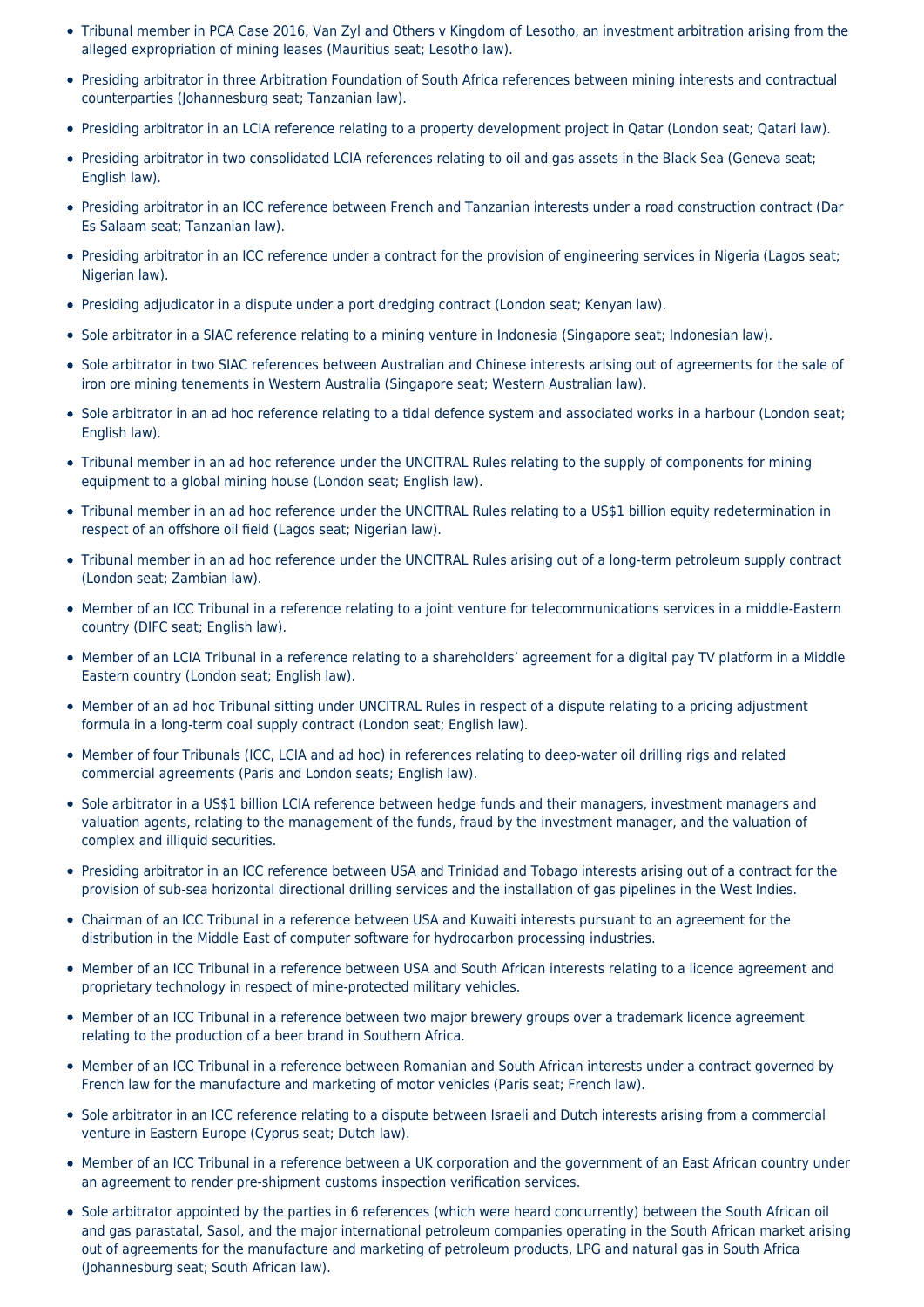- Tribunal member in PCA Case 2016, Van Zyl and Others v Kingdom of Lesotho, an investment arbitration arising from the alleged expropriation of mining leases (Mauritius seat; Lesotho law).
- Presiding arbitrator in three Arbitration Foundation of South Africa references between mining interests and contractual counterparties (Johannesburg seat; Tanzanian law).
- Presiding arbitrator in an LCIA reference relating to a property development project in Qatar (London seat; Qatari law).
- Presiding arbitrator in two consolidated LCIA references relating to oil and gas assets in the Black Sea (Geneva seat; English law).
- Presiding arbitrator in an ICC reference between French and Tanzanian interests under a road construction contract (Dar Es Salaam seat; Tanzanian law).
- Presiding arbitrator in an ICC reference under a contract for the provision of engineering services in Nigeria (Lagos seat; Nigerian law).
- Presiding adjudicator in a dispute under a port dredging contract (London seat; Kenyan law).
- Sole arbitrator in a SIAC reference relating to a mining venture in Indonesia (Singapore seat; Indonesian law).
- Sole arbitrator in two SIAC references between Australian and Chinese interests arising out of agreements for the sale of iron ore mining tenements in Western Australia (Singapore seat; Western Australian law).
- Sole arbitrator in an ad hoc reference relating to a tidal defence system and associated works in a harbour (London seat; English law).
- Tribunal member in an ad hoc reference under the UNCITRAL Rules relating to the supply of components for mining equipment to a global mining house (London seat; English law).
- Tribunal member in an ad hoc reference under the UNCITRAL Rules relating to a US$1 billion equity redetermination in respect of an offshore oil field (Lagos seat; Nigerian law).
- Tribunal member in an ad hoc reference under the UNCITRAL Rules arising out of a long-term petroleum supply contract (London seat; Zambian law).
- Member of an ICC Tribunal in a reference relating to a joint venture for telecommunications services in a middle-Eastern country (DIFC seat; English law).
- Member of an LCIA Tribunal in a reference relating to a shareholders' agreement for a digital pay TV platform in a Middle Eastern country (London seat; English law).
- Member of an ad hoc Tribunal sitting under UNCITRAL Rules in respect of a dispute relating to a pricing adjustment formula in a long-term coal supply contract (London seat; English law).
- Member of four Tribunals (ICC, LCIA and ad hoc) in references relating to deep-water oil drilling rigs and related commercial agreements (Paris and London seats; English law).
- Sole arbitrator in a US$1 billion LCIA reference between hedge funds and their managers, investment managers and valuation agents, relating to the management of the funds, fraud by the investment manager, and the valuation of complex and illiquid securities.
- Presiding arbitrator in an ICC reference between USA and Trinidad and Tobago interests arising out of a contract for the provision of sub-sea horizontal directional drilling services and the installation of gas pipelines in the West Indies.
- Chairman of an ICC Tribunal in a reference between USA and Kuwaiti interests pursuant to an agreement for the distribution in the Middle East of computer software for hydrocarbon processing industries.
- Member of an ICC Tribunal in a reference between USA and South African interests relating to a licence agreement and proprietary technology in respect of mine-protected military vehicles.
- Member of an ICC Tribunal in a reference between two major brewery groups over a trademark licence agreement relating to the production of a beer brand in Southern Africa.
- Member of an ICC Tribunal in a reference between Romanian and South African interests under a contract governed by French law for the manufacture and marketing of motor vehicles (Paris seat; French law).
- Sole arbitrator in an ICC reference relating to a dispute between Israeli and Dutch interests arising from a commercial venture in Eastern Europe (Cyprus seat; Dutch law).
- Member of an ICC Tribunal in a reference between a UK corporation and the government of an East African country under an agreement to render pre-shipment customs inspection verification services.
- Sole arbitrator appointed by the parties in 6 references (which were heard concurrently) between the South African oil and gas parastatal, Sasol, and the major international petroleum companies operating in the South African market arising out of agreements for the manufacture and marketing of petroleum products, LPG and natural gas in South Africa (Johannesburg seat; South African law).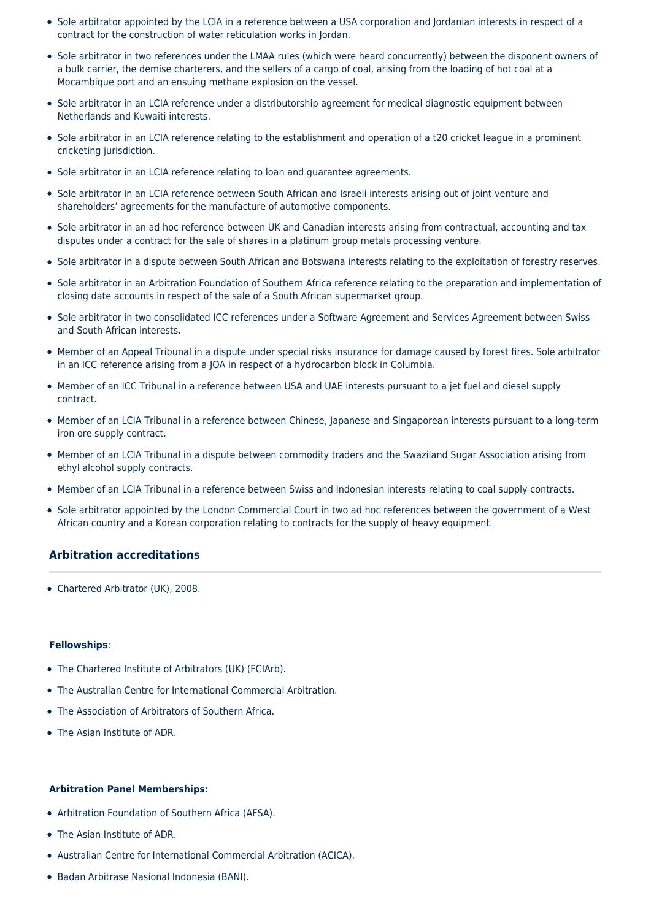- Sole arbitrator appointed by the LCIA in a reference between a USA corporation and Jordanian interests in respect of a contract for the construction of water reticulation works in Jordan.
- Sole arbitrator in two references under the LMAA rules (which were heard concurrently) between the disponent owners of a bulk carrier, the demise charterers, and the sellers of a cargo of coal, arising from the loading of hot coal at a Mocambique port and an ensuing methane explosion on the vessel.
- Sole arbitrator in an LCIA reference under a distributorship agreement for medical diagnostic equipment between Netherlands and Kuwaiti interests.
- Sole arbitrator in an LCIA reference relating to the establishment and operation of a t20 cricket league in a prominent cricketing jurisdiction.
- Sole arbitrator in an LCIA reference relating to loan and guarantee agreements.
- Sole arbitrator in an LCIA reference between South African and Israeli interests arising out of joint venture and shareholders' agreements for the manufacture of automotive components.
- Sole arbitrator in an ad hoc reference between UK and Canadian interests arising from contractual, accounting and tax disputes under a contract for the sale of shares in a platinum group metals processing venture.
- Sole arbitrator in a dispute between South African and Botswana interests relating to the exploitation of forestry reserves.
- Sole arbitrator in an Arbitration Foundation of Southern Africa reference relating to the preparation and implementation of closing date accounts in respect of the sale of a South African supermarket group.
- Sole arbitrator in two consolidated ICC references under a Software Agreement and Services Agreement between Swiss and South African interests.
- Member of an Appeal Tribunal in a dispute under special risks insurance for damage caused by forest fires. Sole arbitrator in an ICC reference arising from a JOA in respect of a hydrocarbon block in Columbia.
- Member of an ICC Tribunal in a reference between USA and UAE interests pursuant to a jet fuel and diesel supply contract.
- Member of an LCIA Tribunal in a reference between Chinese, Japanese and Singaporean interests pursuant to a long-term iron ore supply contract.
- Member of an LCIA Tribunal in a dispute between commodity traders and the Swaziland Sugar Association arising from ethyl alcohol supply contracts.
- Member of an LCIA Tribunal in a reference between Swiss and Indonesian interests relating to coal supply contracts.
- Sole arbitrator appointed by the London Commercial Court in two ad hoc references between the government of a West African country and a Korean corporation relating to contracts for the supply of heavy equipment.

## Arbitration accreditations

- Chartered Arbitrator (UK), 2008.

**Fellowships**:

- The Chartered Institute of Arbitrators (UK) (FCIArb).
- The Australian Centre for International Commercial Arbitration.
- The Association of Arbitrators of Southern Africa.
- The Asian Institute of ADR.

**Arbitration Panel Memberships:**

- Arbitration Foundation of Southern Africa (AFSA).
- The Asian Institute of ADR.
- Australian Centre for International Commercial Arbitration (ACICA).
- Badan Arbitrase Nasional Indonesia (BANI).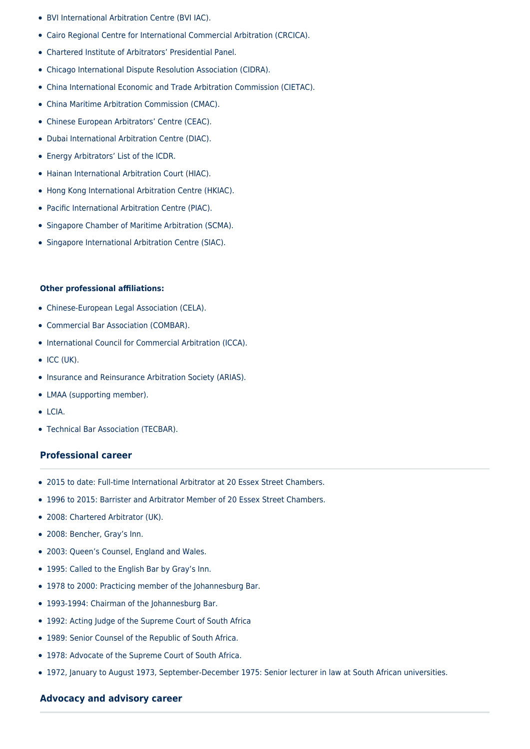- BVI International Arbitration Centre (BVI IAC).
- Cairo Regional Centre for International Commercial Arbitration (CRCICA).
- Chartered Institute of Arbitrators' Presidential Panel.
- Chicago International Dispute Resolution Association (CIDRA).
- China International Economic and Trade Arbitration Commission (CIETAC).
- China Maritime Arbitration Commission (CMAC).
- Chinese European Arbitrators' Centre (CEAC).
- Dubai International Arbitration Centre (DIAC).
- Energy Arbitrators' List of the ICDR.
- Hainan International Arbitration Court (HIAC).
- Hong Kong International Arbitration Centre (HKIAC).
- Pacific International Arbitration Centre (PIAC).
- Singapore Chamber of Maritime Arbitration (SCMA).
- Singapore International Arbitration Centre (SIAC).

**Other professional affiliations:**

- Chinese-European Legal Association (CELA).
- Commercial Bar Association (COMBAR).
- International Council for Commercial Arbitration (ICCA).
- ICC (UK).
- Insurance and Reinsurance Arbitration Society (ARIAS).
- LMAA (supporting member).
- LCIA.
- Technical Bar Association (TECBAR).

## Professional career

- 2015 to date: Full-time International Arbitrator at 20 Essex Street Chambers.
- 1996 to 2015: Barrister and Arbitrator Member of 20 Essex Street Chambers.
- 2008: Chartered Arbitrator (UK).
- 2008: Bencher, Gray's Inn.
- 2003: Queen's Counsel, England and Wales.
- 1995: Called to the English Bar by Gray's Inn.
- 1978 to 2000: Practicing member of the Johannesburg Bar.
- 1993-1994: Chairman of the Johannesburg Bar.
- 1992: Acting Judge of the Supreme Court of South Africa
- 1989: Senior Counsel of the Republic of South Africa.
- 1978: Advocate of the Supreme Court of South Africa.
- 1972, January to August 1973, September-December 1975: Senior lecturer in law at South African universities.

## Advocacy and advisory career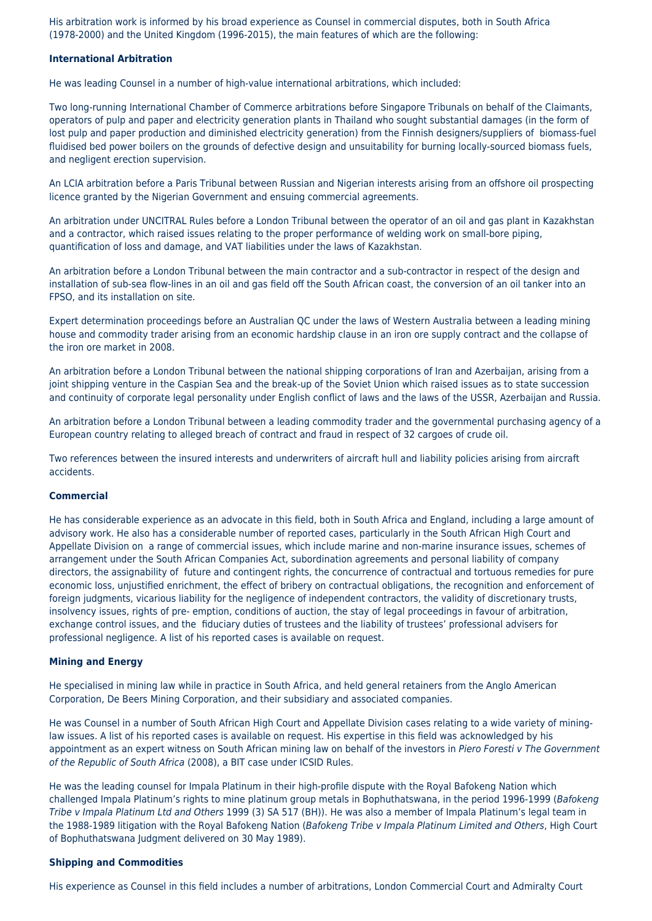His arbitration work is informed by his broad experience as Counsel in commercial disputes, both in South Africa (1978-2000) and the United Kingdom (1996-2015), the main features of which are the following:

**International Arbitration**

He was leading Counsel in a number of high-value international arbitrations, which included:

Two long-running International Chamber of Commerce arbitrations before Singapore Tribunals on behalf of the Claimants, operators of pulp and paper and electricity generation plants in Thailand who sought substantial damages (in the form of lost pulp and paper production and diminished electricity generation) from the Finnish designers/suppliers of biomass-fuel fluidised bed power boilers on the grounds of defective design and unsuitability for burning locally-sourced biomass fuels, and negligent erection supervision.

An LCIA arbitration before a Paris Tribunal between Russian and Nigerian interests arising from an offshore oil prospecting licence granted by the Nigerian Government and ensuing commercial agreements.

An arbitration under UNCITRAL Rules before a London Tribunal between the operator of an oil and gas plant in Kazakhstan and a contractor, which raised issues relating to the proper performance of welding work on small-bore piping, quantification of loss and damage, and VAT liabilities under the laws of Kazakhstan.

An arbitration before a London Tribunal between the main contractor and a sub-contractor in respect of the design and installation of sub-sea flow-lines in an oil and gas field off the South African coast, the conversion of an oil tanker into an FPSO, and its installation on site.

Expert determination proceedings before an Australian QC under the laws of Western Australia between a leading mining house and commodity trader arising from an economic hardship clause in an iron ore supply contract and the collapse of the iron ore market in 2008.

An arbitration before a London Tribunal between the national shipping corporations of Iran and Azerbaijan, arising from a joint shipping venture in the Caspian Sea and the break-up of the Soviet Union which raised issues as to state succession and continuity of corporate legal personality under English conflict of laws and the laws of the USSR, Azerbaijan and Russia.

An arbitration before a London Tribunal between a leading commodity trader and the governmental purchasing agency of a European country relating to alleged breach of contract and fraud in respect of 32 cargoes of crude oil.

Two references between the insured interests and underwriters of aircraft hull and liability policies arising from aircraft accidents.

**Commercial**

He has considerable experience as an advocate in this field, both in South Africa and England, including a large amount of advisory work. He also has a considerable number of reported cases, particularly in the South African High Court and Appellate Division on a range of commercial issues, which include marine and non-marine insurance issues, schemes of arrangement under the South African Companies Act, subordination agreements and personal liability of company directors, the assignability of future and contingent rights, the concurrence of contractual and tortuous remedies for pure economic loss, unjustified enrichment, the effect of bribery on contractual obligations, the recognition and enforcement of foreign judgments, vicarious liability for the negligence of independent contractors, the validity of discretionary trusts, insolvency issues, rights of pre- emption, conditions of auction, the stay of legal proceedings in favour of arbitration, exchange control issues, and the fiduciary duties of trustees and the liability of trustees' professional advisers for professional negligence. A list of his reported cases is available on request.

**Mining and Energy**

He specialised in mining law while in practice in South Africa, and held general retainers from the Anglo American Corporation, De Beers Mining Corporation, and their subsidiary and associated companies.

He was Counsel in a number of South African High Court and Appellate Division cases relating to a wide variety of mining-law issues. A list of his reported cases is available on request. His expertise in this field was acknowledged by his appointment as an expert witness on South African mining law on behalf of the investors in *Piero Foresti v The Government of the Republic of South Africa* (2008), a BIT case under ICSID Rules.

He was the leading counsel for Impala Platinum in their high-profile dispute with the Royal Bafokeng Nation which challenged Impala Platinum's rights to mine platinum group metals in Bophuthatswana, in the period 1996-1999 (*Bafokeng Tribe v Impala Platinum Ltd and Others* 1999 (3) SA 517 (BH)). He was also a member of Impala Platinum's legal team in the 1988-1989 litigation with the Royal Bafokeng Nation (*Bafokeng Tribe v Impala Platinum Limited and Others*, High Court of Bophuthatswana Judgment delivered on 30 May 1989).

**Shipping and Commodities**

His experience as Counsel in this field includes a number of arbitrations, London Commercial Court and Admiralty Court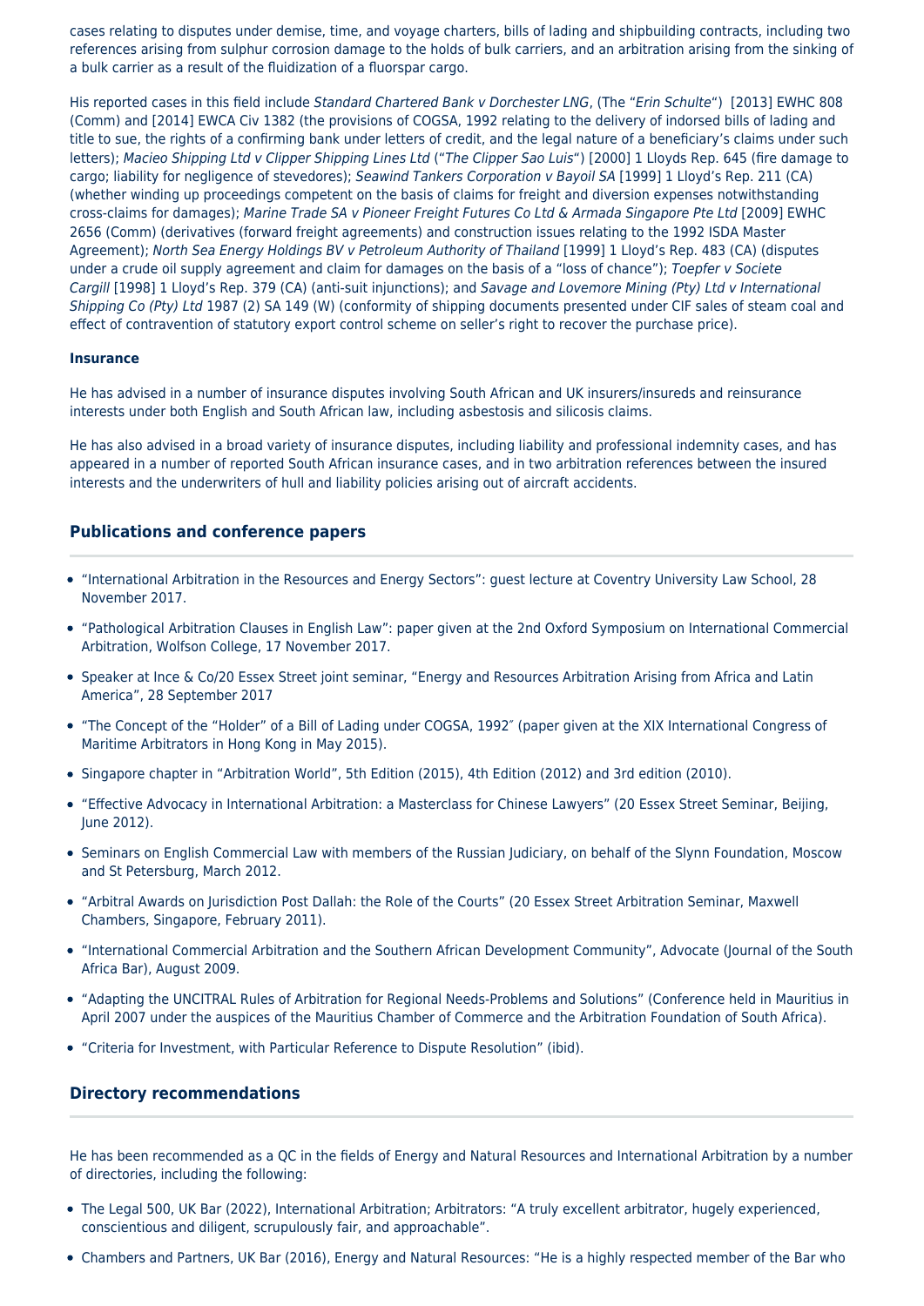cases relating to disputes under demise, time, and voyage charters, bills of lading and shipbuilding contracts, including two references arising from sulphur corrosion damage to the holds of bulk carriers, and an arbitration arising from the sinking of a bulk carrier as a result of the fluidization of a fluorspar cargo.

His reported cases in this field include *Standard Chartered Bank v Dorchester LNG*, (The "*Erin Schulte*") [2013] EWHC 808 (Comm) and [2014] EWCA Civ 1382 (the provisions of COGSA, 1992 relating to the delivery of indorsed bills of lading and title to sue, the rights of a confirming bank under letters of credit, and the legal nature of a beneficiary's claims under such letters); *Macieo Shipping Ltd v Clipper Shipping Lines Ltd* ("*The Clipper Sao Luis*") [2000] 1 Lloyds Rep. 645 (fire damage to cargo; liability for negligence of stevedores); *Seawind Tankers Corporation v Bayoil SA* [1999] 1 Lloyd's Rep. 211 (CA) (whether winding up proceedings competent on the basis of claims for freight and diversion expenses notwithstanding cross-claims for damages); *Marine Trade SA v Pioneer Freight Futures Co Ltd & Armada Singapore Pte Ltd* [2009] EWHC 2656 (Comm) (derivatives (forward freight agreements) and construction issues relating to the 1992 ISDA Master Agreement); *North Sea Energy Holdings BV v Petroleum Authority of Thailand* [1999] 1 Lloyd's Rep. 483 (CA) (disputes under a crude oil supply agreement and claim for damages on the basis of a "loss of chance"); *Toepfer v Societe Cargill* [1998] 1 Lloyd's Rep. 379 (CA) (anti-suit injunctions); and *Savage and Lovemore Mining (Pty) Ltd v International Shipping Co (Pty) Ltd* 1987 (2) SA 149 (W) (conformity of shipping documents presented under CIF sales of steam coal and effect of contravention of statutory export control scheme on seller's right to recover the purchase price).

**Insurance**

He has advised in a number of insurance disputes involving South African and UK insurers/insureds and reinsurance interests under both English and South African law, including asbestosis and silicosis claims.

He has also advised in a broad variety of insurance disputes, including liability and professional indemnity cases, and has appeared in a number of reported South African insurance cases, and in two arbitration references between the insured interests and the underwriters of hull and liability policies arising out of aircraft accidents.

## Publications and conference papers

- "International Arbitration in the Resources and Energy Sectors": guest lecture at Coventry University Law School, 28 November 2017.
- "Pathological Arbitration Clauses in English Law": paper given at the 2nd Oxford Symposium on International Commercial Arbitration, Wolfson College, 17 November 2017.
- Speaker at Ince & Co/20 Essex Street joint seminar, "Energy and Resources Arbitration Arising from Africa and Latin America", 28 September 2017
- "The Concept of the "Holder" of a Bill of Lading under COGSA, 1992″ (paper given at the XIX International Congress of Maritime Arbitrators in Hong Kong in May 2015).
- Singapore chapter in "Arbitration World", 5th Edition (2015), 4th Edition (2012) and 3rd edition (2010).
- "Effective Advocacy in International Arbitration: a Masterclass for Chinese Lawyers" (20 Essex Street Seminar, Beijing, June 2012).
- Seminars on English Commercial Law with members of the Russian Judiciary, on behalf of the Slynn Foundation, Moscow and St Petersburg, March 2012.
- "Arbitral Awards on Jurisdiction Post Dallah: the Role of the Courts" (20 Essex Street Arbitration Seminar, Maxwell Chambers, Singapore, February 2011).
- "International Commercial Arbitration and the Southern African Development Community", Advocate (Journal of the South Africa Bar), August 2009.
- "Adapting the UNCITRAL Rules of Arbitration for Regional Needs-Problems and Solutions" (Conference held in Mauritius in April 2007 under the auspices of the Mauritius Chamber of Commerce and the Arbitration Foundation of South Africa).
- "Criteria for Investment, with Particular Reference to Dispute Resolution" (ibid).

## Directory recommendations

He has been recommended as a QC in the fields of Energy and Natural Resources and International Arbitration by a number of directories, including the following:

- The Legal 500, UK Bar (2022), International Arbitration; Arbitrators: "A truly excellent arbitrator, hugely experienced, conscientious and diligent, scrupulously fair, and approachable".
- Chambers and Partners, UK Bar (2016), Energy and Natural Resources: "He is a highly respected member of the Bar who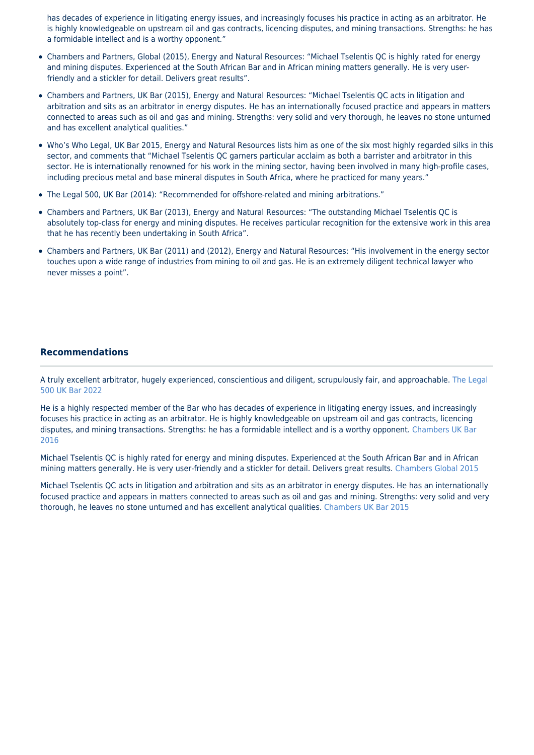has decades of experience in litigating energy issues, and increasingly focuses his practice in acting as an arbitrator. He is highly knowledgeable on upstream oil and gas contracts, licencing disputes, and mining transactions. Strengths: he has a formidable intellect and is a worthy opponent."

- Chambers and Partners, Global (2015), Energy and Natural Resources: "Michael Tselentis QC is highly rated for energy and mining disputes. Experienced at the South African Bar and in African mining matters generally. He is very user-friendly and a stickler for detail. Delivers great results".
- Chambers and Partners, UK Bar (2015), Energy and Natural Resources: "Michael Tselentis QC acts in litigation and arbitration and sits as an arbitrator in energy disputes. He has an internationally focused practice and appears in matters connected to areas such as oil and gas and mining. Strengths: very solid and very thorough, he leaves no stone unturned and has excellent analytical qualities."
- Who's Who Legal, UK Bar 2015, Energy and Natural Resources lists him as one of the six most highly regarded silks in this sector, and comments that "Michael Tselentis QC garners particular acclaim as both a barrister and arbitrator in this sector. He is internationally renowned for his work in the mining sector, having been involved in many high-profile cases, including precious metal and base mineral disputes in South Africa, where he practiced for many years."
- The Legal 500, UK Bar (2014): "Recommended for offshore-related and mining arbitrations."
- Chambers and Partners, UK Bar (2013), Energy and Natural Resources: "The outstanding Michael Tselentis QC is absolutely top-class for energy and mining disputes. He receives particular recognition for the extensive work in this area that he has recently been undertaking in South Africa".
- Chambers and Partners, UK Bar (2011) and (2012), Energy and Natural Resources: "His involvement in the energy sector touches upon a wide range of industries from mining to oil and gas. He is an extremely diligent technical lawyer who never misses a point".

## Recommendations

A truly excellent arbitrator, hugely experienced, conscientious and diligent, scrupulously fair, and approachable. The Legal 500 UK Bar 2022

He is a highly respected member of the Bar who has decades of experience in litigating energy issues, and increasingly focuses his practice in acting as an arbitrator. He is highly knowledgeable on upstream oil and gas contracts, licencing disputes, and mining transactions. Strengths: he has a formidable intellect and is a worthy opponent. Chambers UK Bar 2016

Michael Tselentis QC is highly rated for energy and mining disputes. Experienced at the South African Bar and in African mining matters generally. He is very user-friendly and a stickler for detail. Delivers great results. Chambers Global 2015

Michael Tselentis QC acts in litigation and arbitration and sits as an arbitrator in energy disputes. He has an internationally focused practice and appears in matters connected to areas such as oil and gas and mining. Strengths: very solid and very thorough, he leaves no stone unturned and has excellent analytical qualities. Chambers UK Bar 2015